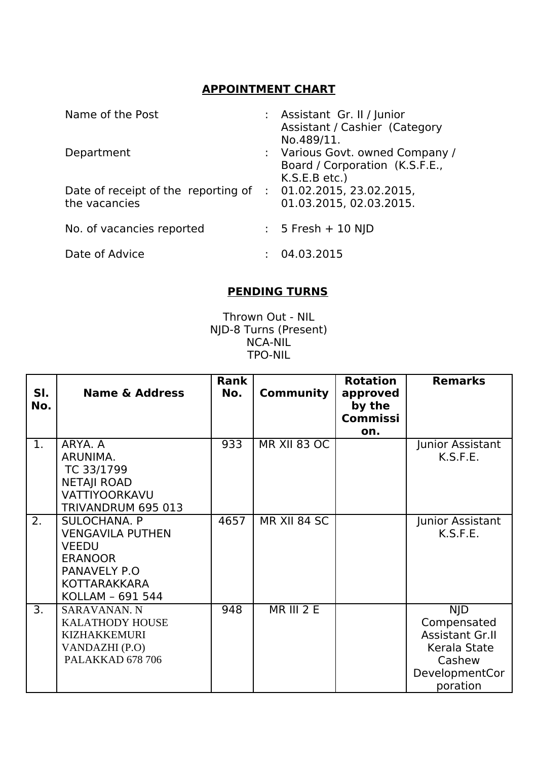# APPOINTMENT CHART

| | | |
|---|---|---|
| Name of the Post | : | Assistant Gr. II / Junior Assistant / Cashier (Category No.489/11. |
| Department | : | Various Govt. owned Company / Board / Corporation (K.S.F.E., K.S.E.B etc.) |
| Date of receipt of the reporting of the vacancies | : | 01.02.2015, 23.02.2015, 01.03.2015, 02.03.2015. |
| No. of vacancies reported | : | 5 Fresh + 10 NJD |
| Date of Advice | : | 04.03.2015 |

## PENDING TURNS

Thrown Out - NIL
NJD-8 Turns (Present)
NCA-NIL
TPO-NIL

| Sl. No. | Name & Address | Rank No. | Community | Rotation approved by the Commission. | Remarks |
|---|---|---|---|---|---|
| 1. | ARYA. A<br>ARUNIMA.<br>TC 33/1799<br>NETAJI ROAD<br>VATTIYOORKAVU<br>TRIVANDRUM 695 013 | 933 | MR XII 83 OC | | Junior Assistant K.S.F.E. |
| 2. | SULOCHANA. P<br>VENGAVILA PUTHEN VEEDU<br>ERANOOR<br>PANAVELY P.O<br>KOTTARAKKARA<br>KOLLAM – 691 544 | 4657 | MR XII 84 SC | | Junior Assistant K.S.F.E. |
| 3. | SARAVANAN. N<br>KALATHODY HOUSE<br>KIZHAKKEMURI<br>VANDAZHI (P.O)<br>PALAKKAD 678 706 | 948 | MR III 2 E | | NJD Compensated Assistant Gr.II Kerala State Cashew DevelopmentCorporation |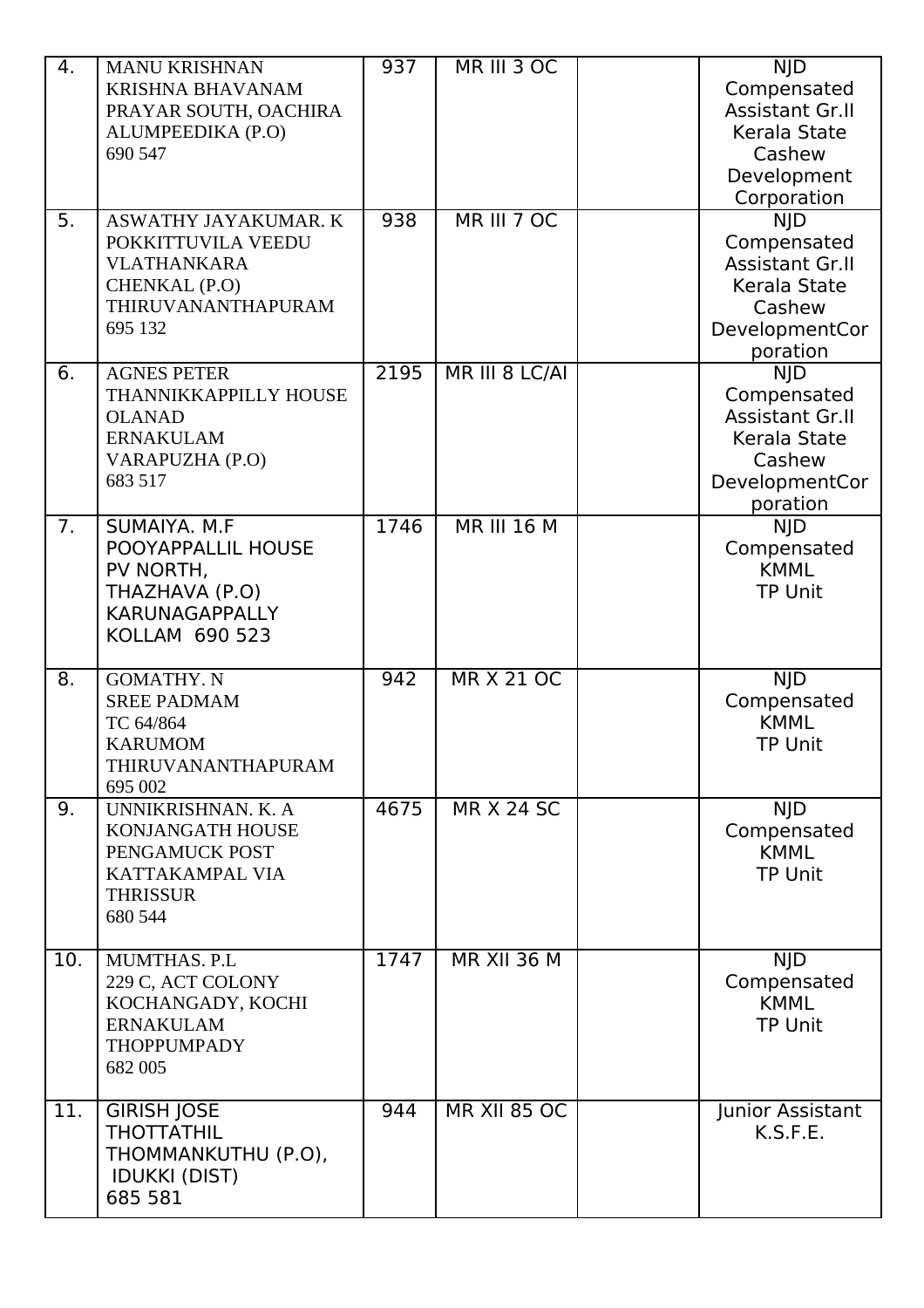| 4. | MANU KRISHNAN<br>KRISHNA BHAVANAM<br>PRAYAR SOUTH, OACHIRA<br>ALUMPEEDIKA (P.O)<br>690 547 | 937 | MR III 3 OC | | NJD<br>Compensated<br>Assistant Gr.II<br>Kerala State<br>Cashew<br>Development<br>Corporation |
|---|---|---|---|---|---|
| 5. | ASWATHY JAYAKUMAR. K<br>POKKITTUVILA VEEDU<br>VLATHANKARA<br>CHENKAL (P.O)<br>THIRUVANANTHAPURAM<br>695 132 | 938 | MR III 7 OC | | NJD<br>Compensated<br>Assistant Gr.II<br>Kerala State<br>Cashew<br>DevelopmentCor<br>poration |
| 6. | AGNES PETER<br>THANNIKKAPPILLY HOUSE<br>OLANAD<br>ERNAKULAM<br>VARAPUZHA (P.O)<br>683 517 | 2195 | MR III 8 LC/AI | | NJD<br>Compensated<br>Assistant Gr.II<br>Kerala State<br>Cashew<br>DevelopmentCor<br>poration |
| 7. | SUMAIYA. M.F<br>POOYAPPALLIL HOUSE<br>PV NORTH,<br>THAZHAVA (P.O)<br>KARUNAGAPPALLY<br>KOLLAM 690 523 | 1746 | MR III 16 M | | NJD<br>Compensated<br>KMML<br>TP Unit |
| 8. | GOMATHY. N<br>SREE PADMAM<br>TC 64/864<br>KARUMOM<br>THIRUVANANTHAPURAM<br>695 002 | 942 | MR X 21 OC | | NJD<br>Compensated<br>KMML<br>TP Unit |
| 9. | UNNIKRISHNAN. K. A<br>KONJANGATH HOUSE<br>PENGAMUCK POST<br>KATTAKAMPAL VIA<br>THRISSUR<br>680 544 | 4675 | MR X 24 SC | | NJD<br>Compensated<br>KMML<br>TP Unit |
| 10. | MUMTHAS. P.L<br>229 C, ACT COLONY<br>KOCHANGADY, KOCHI<br>ERNAKULAM<br>THOPPUMPADY<br>682 005 | 1747 | MR XII 36 M | | NJD<br>Compensated<br>KMML<br>TP Unit |
| 11. | GIRISH JOSE<br>THOTTATHIL<br>THOMMANKUTHU (P.O),<br>IDUKKI (DIST)<br>685 581 | 944 | MR XII 85 OC | | Junior Assistant<br>K.S.F.E. |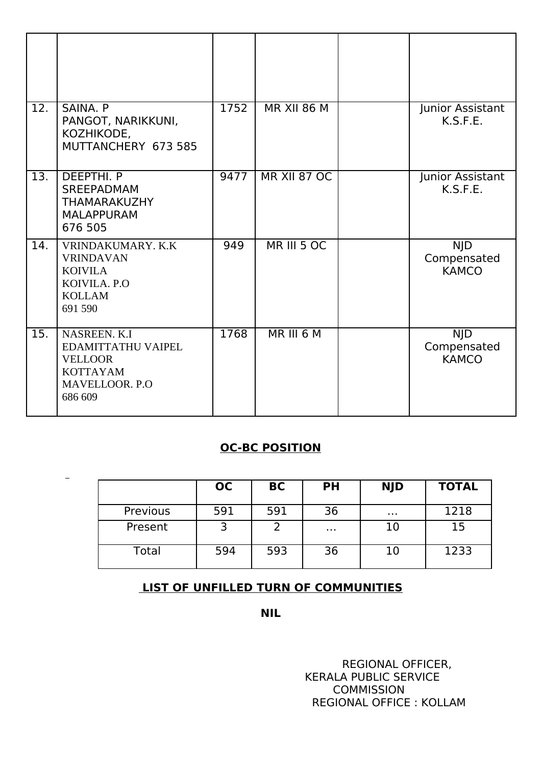| | | | | | |
|---|---|---|---|---|---|
| | | | | | |
| 12. | SAINA. P<br>PANGOT, NARIKKUNI,<br>KOZHIKODE,<br>MUTTANCHERY 673 585 | 1752 | MR XII 86 M | | Junior Assistant<br>K.S.F.E. |
| 13. | DEEPTHI. P<br>SREEPADMAM<br>THAMARAKUZHY<br>MALAPPURAM<br>676 505 | 9477 | MR XII 87 OC | | Junior Assistant<br>K.S.F.E. |
| 14. | VRINDAKUMARY. K.K<br>VRINDAVAN<br>KOIVILA<br>KOIVILA. P.O<br>KOLLAM<br>691 590 | 949 | MR III 5 OC | | NJD<br>Compensated<br>KAMCO |
| 15. | NASREEN. K.I<br>EDAMITTATHU VAIPEL<br>VELLOOR<br>KOTTAYAM<br>MAVELLOOR. P.O<br>686 609 | 1768 | MR III 6 M | | NJD<br>Compensated<br>KAMCO |

## OC-BC POSITION

| | OC | BC | PH | NJD | TOTAL |
|---|---|---|---|---|---|
| Previous | 591 | 591 | 36 | … | 1218 |
| Present | 3 | 2 | … | 10 | 15 |
| Total | 594 | 593 | 36 | 10 | 1233 |

## LIST OF UNFILLED TURN OF COMMUNITIES

**NIL**

REGIONAL OFFICER,
KERALA PUBLIC SERVICE
COMMISSION
REGIONAL OFFICE : KOLLAM